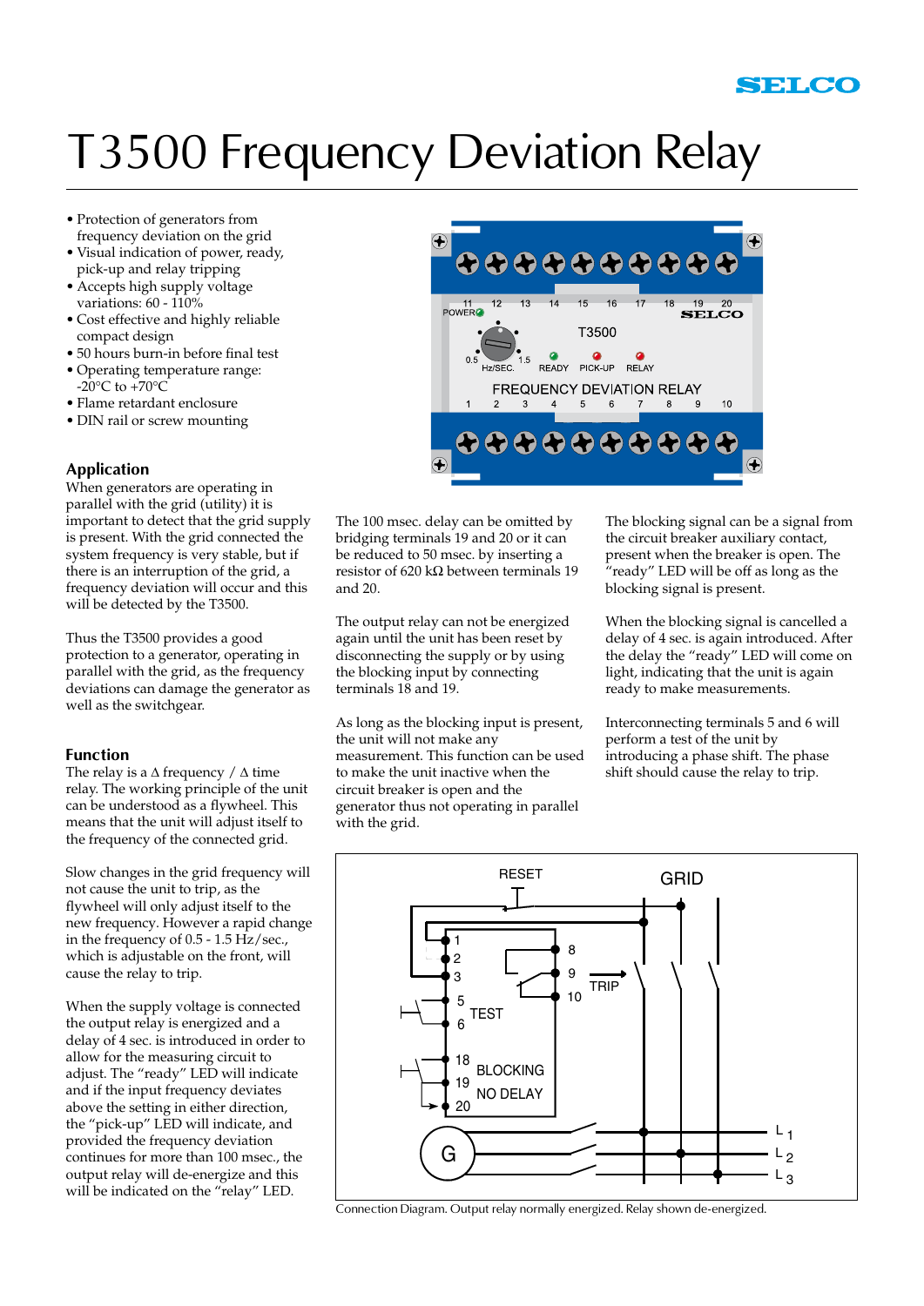# T3500 Frequency Deviation Relay

- Protection of generators from frequency deviation on the grid
- Visual indication of power, ready, pick-up and relay tripping
- Accepts high supply voltage variations: 60 - 110%
- Cost effective and highly reliable compact design
- 50 hours burn-in before final test
- Operating temperature range: -20°C to +70°C
- Flame retardant enclosure
- DIN rail or screw mounting

## Application

When generators are operating in parallel with the grid (utility) it is important to detect that the grid supply is present. With the grid connected the system frequency is very stable, but if there is an interruption of the grid, a frequency deviation will occur and this will be detected by the T3500.

Thus the T3500 provides a good protection to a generator, operating in parallel with the grid, as the frequency deviations can damage the generator as well as the switchgear.

## Function

The relay is a $\Delta$ frequency / $\Delta$ time relay. The working principle of the unit can be understood as a flywheel. This means that the unit will adjust itself to the frequency of the connected grid.

Slow changes in the grid frequency will not cause the unit to trip, as the flywheel will only adjust itself to the new frequency. However a rapid change in the frequency of 0.5 - 1.5 Hz/sec., which is adjustable on the front, will cause the relay to trip.

When the supply voltage is connected the output relay is energized and a delay of 4 sec. is introduced in order to allow for the measuring circuit to adjust. The "ready" LED will indicate and if the input frequency deviates above the setting in either direction, the "pick-up" LED will indicate, and provided the frequency deviation continues for more than 100 msec., the output relay will de-energize and this will be indicated on the "relay" LED.

The 100 msec. delay can be omitted by bridging terminals 19 and 20 or it can be reduced to 50 msec. by inserting a resistor of 620 kΩ between terminals 19 and 20.

The output relay can not be energized again until the unit has been reset by disconnecting the supply or by using the blocking input by connecting terminals 18 and 19.

As long as the blocking input is present, the unit will not make any measurement. This function can be used to make the unit inactive when the circuit breaker is open and the generator thus not operating in parallel with the grid.

The blocking signal can be a signal from the circuit breaker auxiliary contact, present when the breaker is open. The "ready" LED will be off as long as the blocking signal is present.

When the blocking signal is cancelled a delay of 4 sec. is again introduced. After the delay the "ready" LED will come on light, indicating that the unit is again ready to make measurements.

Interconnecting terminals 5 and 6 will perform a test of the unit by introducing a phase shift. The phase shift should cause the relay to trip.

Connection Diagram. Output relay normally energized. Relay shown de-energized.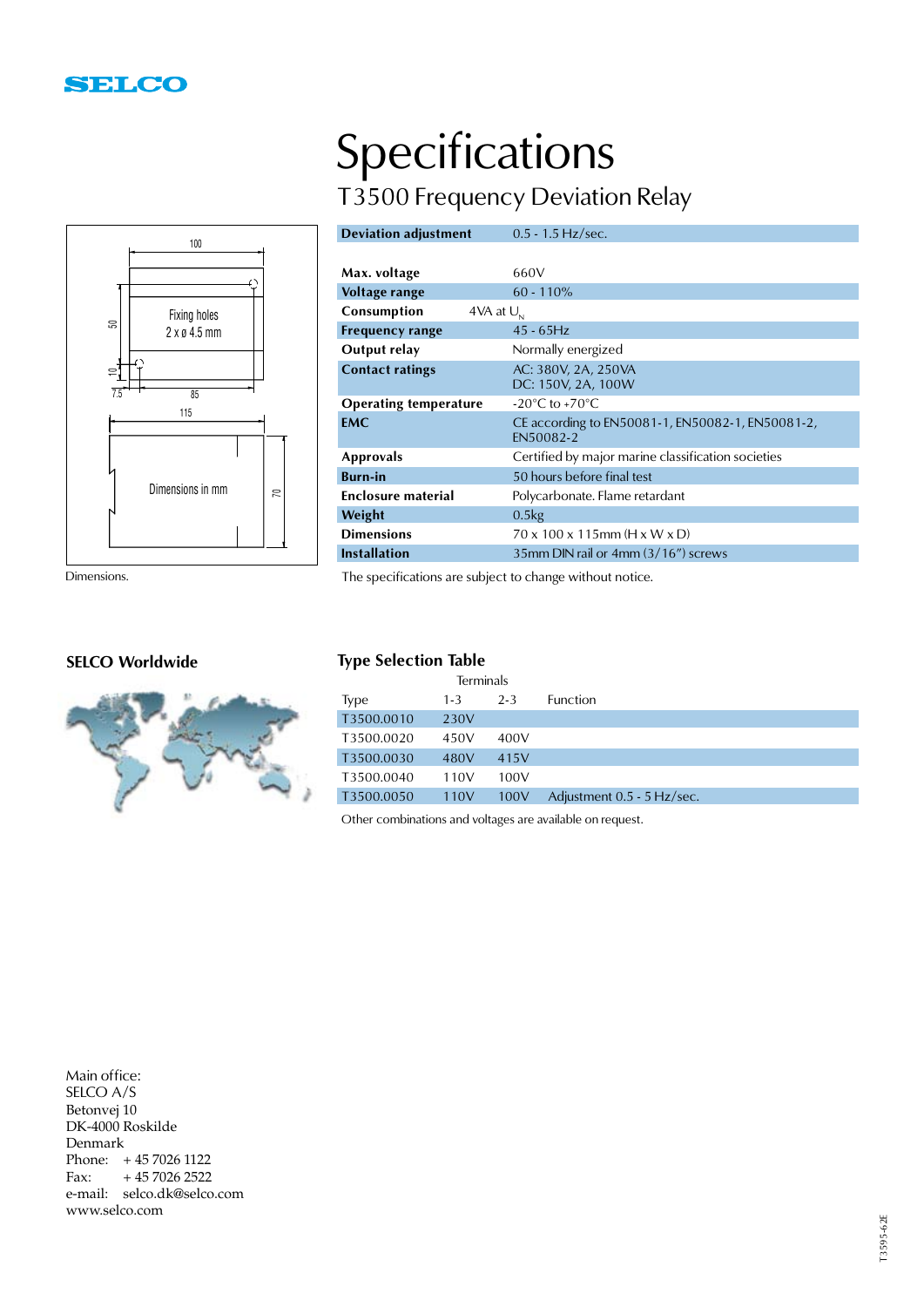SELCO

# Specifications

## T3500 Frequency Deviation Relay

| | |
|---|---|
| **Deviation adjustment** | 0.5 - 1.5 Hz/sec. |
| | |
| **Max. voltage** | 660V |
| **Voltage range** | 60 - 110% |
| **Consumption** | 4VA at $U_N$ |
| **Frequency range** | 45 - 65Hz |
| **Output relay** | Normally energized |
| **Contact ratings** | AC: 380V, 2A, 250VA<br>DC: 150V, 2A, 100W |
| **Operating temperature** | -20°C to +70°C |
| **EMC** | CE according to EN50081-1, EN50082-1, EN50081-2, EN50082-2 |
| **Approvals** | Certified by major marine classification societies |
| **Burn-in** | 50 hours before final test |
| **Enclosure material** | Polycarbonate. Flame retardant |
| **Weight** | 0.5kg |
| **Dimensions** | 70 x 100 x 115mm (H x W x D) |
| **Installation** | 35mm DIN rail or 4mm (3/16") screws |

The specifications are subject to change without notice.

100
50
10
7.5
85
Fixing holes
2 x ø 4.5 mm
115
70
Dimensions in mm

Dimensions.

### SELCO Worldwide

### Type Selection Table

| | Terminals | | |
|---|---|---|---|
| Type | 1-3 | 2-3 | Function |
| T3500.0010 | 230V | | |
| T3500.0020 | 450V | 400V | |
| T3500.0030 | 480V | 415V | |
| T3500.0040 | 110V | 100V | |
| T3500.0050 | 110V | 100V | Adjustment 0.5 - 5 Hz/sec. |

Other combinations and voltages are available on request.

Main office:
SELCO A/S
Betonvej 10
DK-4000 Roskilde
Denmark
Phone: + 45 7026 1122
Fax: + 45 7026 2522
e-mail: selco.dk@selco.com
www.selco.com

T3595-62E